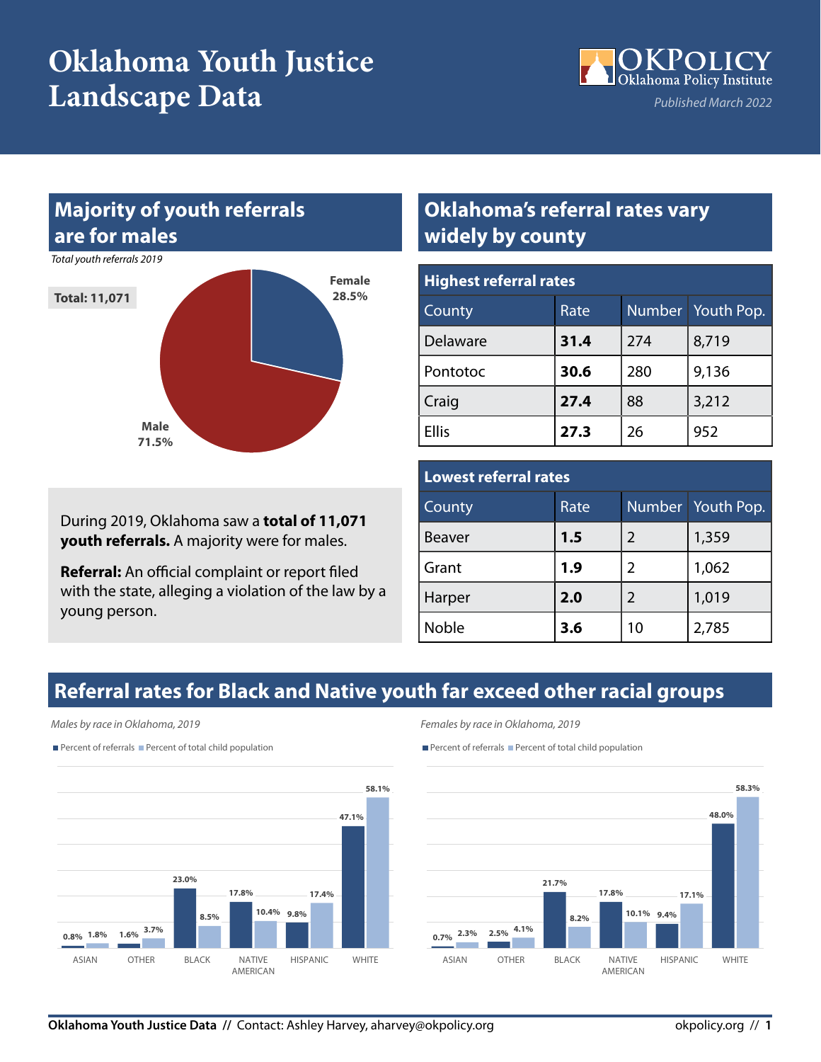# Oklahoma Youth Justice Landscape Data

OKPOLICY Oklahoma Policy Institute

*Published March 2022*

## Majority of youth referrals are for males

*Total youth referrals 2019*

**Total: 11,071**

Female 28.5%

Male 71.5%

During 2019, Oklahoma saw a **total of 11,071 youth referrals.** A majority were for males.

**Referral:** An official complaint or report filed with the state, alleging a violation of the law by a young person.

## Oklahoma's referral rates vary widely by county

**Highest referral rates**

| County | Rate | Number | Youth Pop. |
|---|---|---|---|
| Delaware | **31.4** | 274 | 8,719 |
| Pontotoc | **30.6** | 280 | 9,136 |
| Craig | **27.4** | 88 | 3,212 |
| Ellis | **27.3** | 26 | 952 |

**Lowest referral rates**

| County | Rate | Number | Youth Pop. |
|---|---|---|---|
| Beaver | **1.5** | 2 | 1,359 |
| Grant | **1.9** | 2 | 1,062 |
| Harper | **2.0** | 2 | 1,019 |
| Noble | **3.6** | 10 | 2,785 |

## Referral rates for Black and Native youth far exceed other racial groups

*Males by race in Oklahoma, 2019*

| Race | Percent of referrals | Percent of total child population |
|---|---|---|
| Asian | 0.8% | 1.8% |
| Other | 1.6% | 3.7% |
| Black | 23.0% | 8.5% |
| Native American | 17.8% | 10.4% |
| Hispanic | 9.8% | 17.4% |
| White | 47.1% | 58.1% |

*Females by race in Oklahoma, 2019*

| Race | Percent of referrals | Percent of total child population |
|---|---|---|
| Asian | 0.7% | 2.3% |
| Other | 2.5% | 4.1% |
| Black | 21.7% | 8.2% |
| Native American | 17.8% | 10.1% |
| Hispanic | 9.4% | 17.1% |
| White | 48.0% | 58.3% |

**Oklahoma Youth Justice Data** // Contact: Ashley Harvey, aharvey@okpolicy.org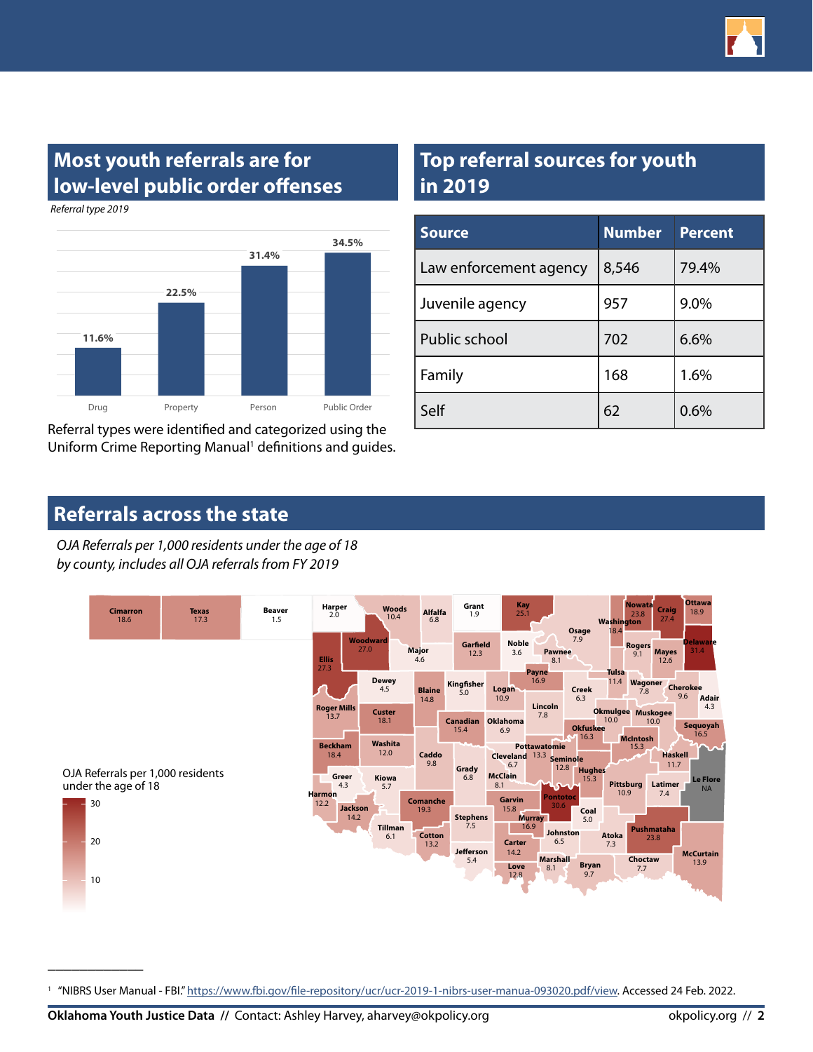## Most youth referrals are for low-level public order offenses

*Referral type 2019*

| Referral type | Percent |
|---|---|
| Drug | 11.6% |
| Property | 22.5% |
| Person | 31.4% |
| Public Order | 34.5% |

Referral types were identified and categorized using the Uniform Crime Reporting Manual[1] definitions and guides.

## Top referral sources for youth in 2019

| Source | Number | Percent |
|---|---|---|
| Law enforcement agency | 8,546 | 79.4% |
| Juvenile agency | 957 | 9.0% |
| Public school | 702 | 6.6% |
| Family | 168 | 1.6% |
| Self | 62 | 0.6% |

## Referrals across the state

*OJA Referrals per 1,000 residents under the age of 18 by county, includes all OJA referrals from FY 2019*

OJA Referrals per 1,000 residents under the age of 18

| County | Rate | County | Rate | County | Rate |
|---|---|---|---|---|---|
| Cimarron | 18.6 | Texas | 17.3 | Beaver | 1.5 |
| Harper | 2.0 | Woods | 10.4 | Alfalfa | 6.8 |
| Grant | 1.9 | Kay | 25.1 | Osage | 7.9 |
| Washington | 18.4 | Nowata | 23.8 | Craig | 27.4 |
| Ottawa | 18.9 | Delaware | 31.4 | Mayes | 12.6 |
| Rogers | 9.1 | Woodward | 27.0 | Major | 4.6 |
| Garfield | 12.3 | Noble | 3.6 | Pawnee | 8.1 |
| Ellis | 27.3 | Dewey | 4.5 | Blaine | 14.8 |
| Kingfisher | 5.0 | Logan | 10.9 | Payne | 16.9 |
| Creek | 6.3 | Tulsa | 11.4 | Wagoner | 7.8 |
| Cherokee | 9.6 | Adair | 4.3 | Roger Mills | 13.7 |
| Custer | 18.1 | Canadian | 15.4 | Oklahoma | 6.9 |
| Lincoln | 7.8 | Okmulgee | 10.0 | Muskogee | 10.0 |
| Sequoyah | 16.5 | Okfuskee | 16.3 | McIntosh | 15.3 |
| Beckham | 18.4 | Washita | 12.0 | Caddo | 9.8 |
| Cleveland | 6.7 | Pottawatomie | 13.3 | Seminole | 12.8 |
| Hughes | 15.3 | Haskell | 11.7 | Le Flore | NA |
| Greer | 4.3 | Kiowa | 5.7 | Grady | 6.8 |
| McClain | 8.1 | Pittsburg | 10.9 | Latimer | 7.4 |
| Harmon | 12.2 | Jackson | 14.2 | Comanche | 19.3 |
| Garvin | 15.8 | Pontotoc | 30.6 | Coal | 5.0 |
| Murray | 16.9 | Stephens | 7.5 | Tillman | 6.1 |
| Cotton | 13.2 | Johnston | 6.5 | Atoka | 7.3 |
| Pushmataha | 23.8 | Carter | 14.2 | Jefferson | 5.4 |
| Marshall | 8.1 | Love | 12.8 | Bryan | 9.7 |
| Choctaw | 7.7 | McCurtain | 13.9 | | |

---

[1] "NIBRS User Manual - FBI." https://www.fbi.gov/file-repository/ucr/ucr-2019-1-nibrs-user-manua-093020.pdf/view. Accessed 24 Feb. 2022.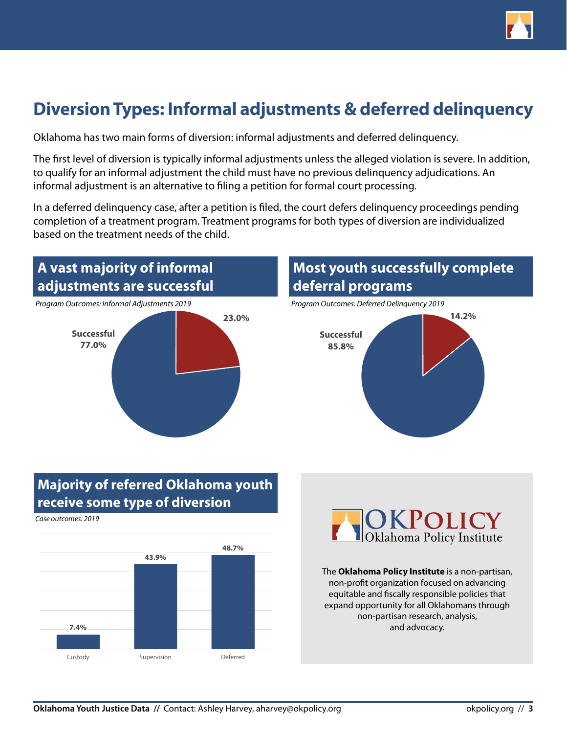# Diversion Types: Informal adjustments & deferred delinquency

Oklahoma has two main forms of diversion: informal adjustments and deferred delinquency.

The first level of diversion is typically informal adjustments unless the alleged violation is severe. In addition, to qualify for an informal adjustment the child must have no previous delinquency adjudications. An informal adjustment is an alternative to filing a petition for formal court processing.

In a deferred delinquency case, after a petition is filed, the court defers delinquency proceedings pending completion of a treatment program. Treatment programs for both types of diversion are individualized based on the treatment needs of the child.

## A vast majority of informal adjustments are successful

*Program Outcomes: Informal Adjustments 2019*

Successful
77.0%

23.0%

## Most youth successfully complete deferral programs

*Program Outcomes: Deferred Delinquency 2019*

Successful
85.8%

14.2%

## Majority of referred Oklahoma youth receive some type of diversion

*Case outcomes: 2019*

7.4%
Custody

43.9%
Supervision

48.7%
Deferred

OKPOLICY
Oklahoma Policy Institute

The **Oklahoma Policy Institute** is a non-partisan, non-profit organization focused on advancing equitable and fiscally responsible policies that expand opportunity for all Oklahomans through non-partisan research, analysis, and advocacy.

**Oklahoma Youth Justice Data** // Contact: Ashley Harvey, aharvey@okpolicy.org